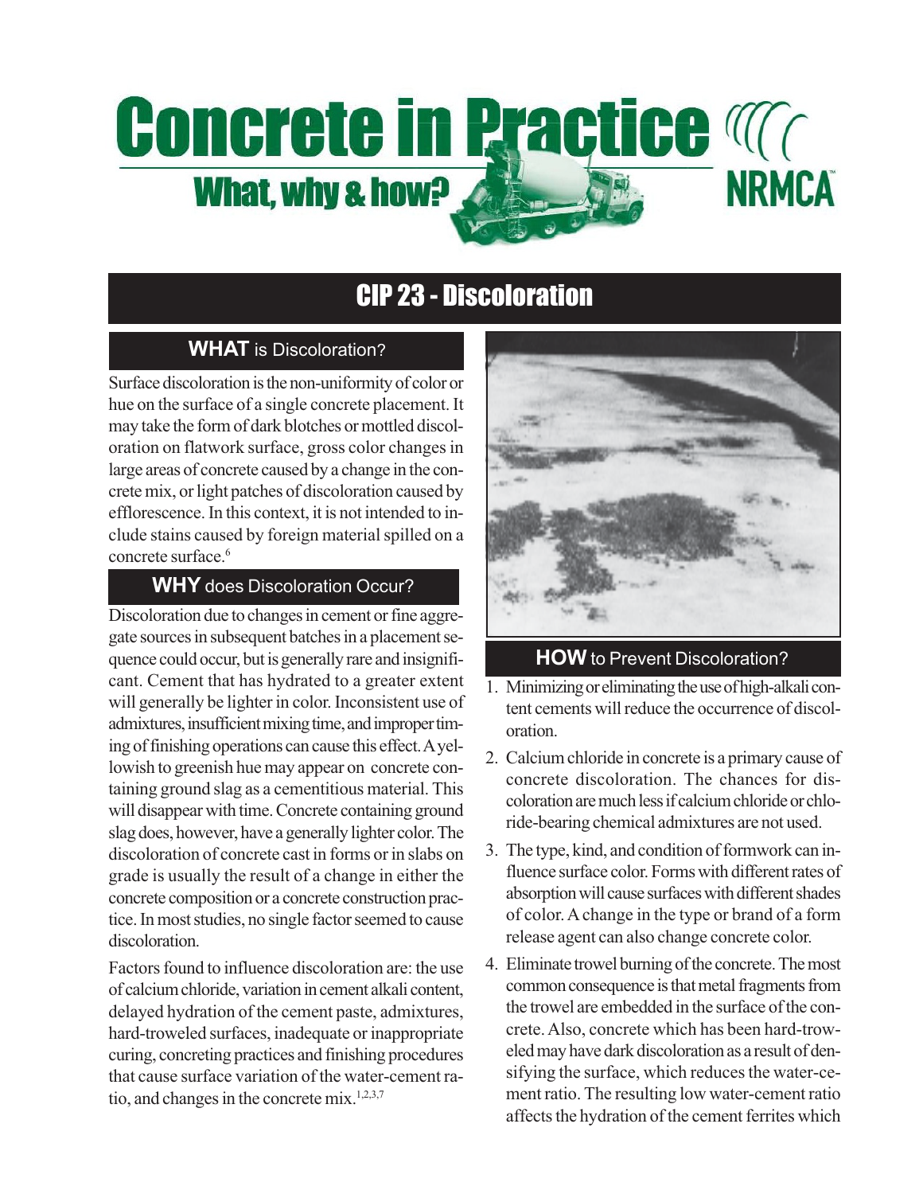# Concrete in Practice

## What, why & how?

NRMCA

# CIP 23 - Discoloration

## WHAT is Discoloration?

Surface discoloration is the non-uniformity of color or hue on the surface of a single concrete placement. It may take the form of dark blotches or mottled discoloration on flatwork surface, gross color changes in large areas of concrete caused by a change in the concrete mix, or light patches of discoloration caused by efflorescence. In this context, it is not intended to include stains caused by foreign material spilled on a concrete surface.[6]

## WHY does Discoloration Occur?

Discoloration due to changes in cement or fine aggregate sources in subsequent batches in a placement sequence could occur, but is generally rare and insignificant. Cement that has hydrated to a greater extent will generally be lighter in color. Inconsistent use of admixtures, insufficient mixing time, and improper timing of finishing operations can cause this effect. A yellowish to greenish hue may appear on concrete containing ground slag as a cementitious material. This will disappear with time. Concrete containing ground slag does, however, have a generally lighter color. The discoloration of concrete cast in forms or in slabs on grade is usually the result of a change in either the concrete composition or a concrete construction practice. In most studies, no single factor seemed to cause discoloration.

Factors found to influence discoloration are: the use of calcium chloride, variation in cement alkali content, delayed hydration of the cement paste, admixtures, hard-troweled surfaces, inadequate or inappropriate curing, concreting practices and finishing procedures that cause surface variation of the water-cement ratio, and changes in the concrete mix.[1,2,3,7]

## HOW to Prevent Discoloration?

1. Minimizing or eliminating the use of high-alkali content cements will reduce the occurrence of discoloration.
2. Calcium chloride in concrete is a primary cause of concrete discoloration. The chances for discoloration are much less if calcium chloride or chloride-bearing chemical admixtures are not used.
3. The type, kind, and condition of formwork can influence surface color. Forms with different rates of absorption will cause surfaces with different shades of color. A change in the type or brand of a form release agent can also change concrete color.
4. Eliminate trowel burning of the concrete. The most common consequence is that metal fragments from the trowel are embedded in the surface of the concrete. Also, concrete which has been hard-troweled may have dark discoloration as a result of densifying the surface, which reduces the water-cement ratio. The resulting low water-cement ratio affects the hydration of the cement ferrites which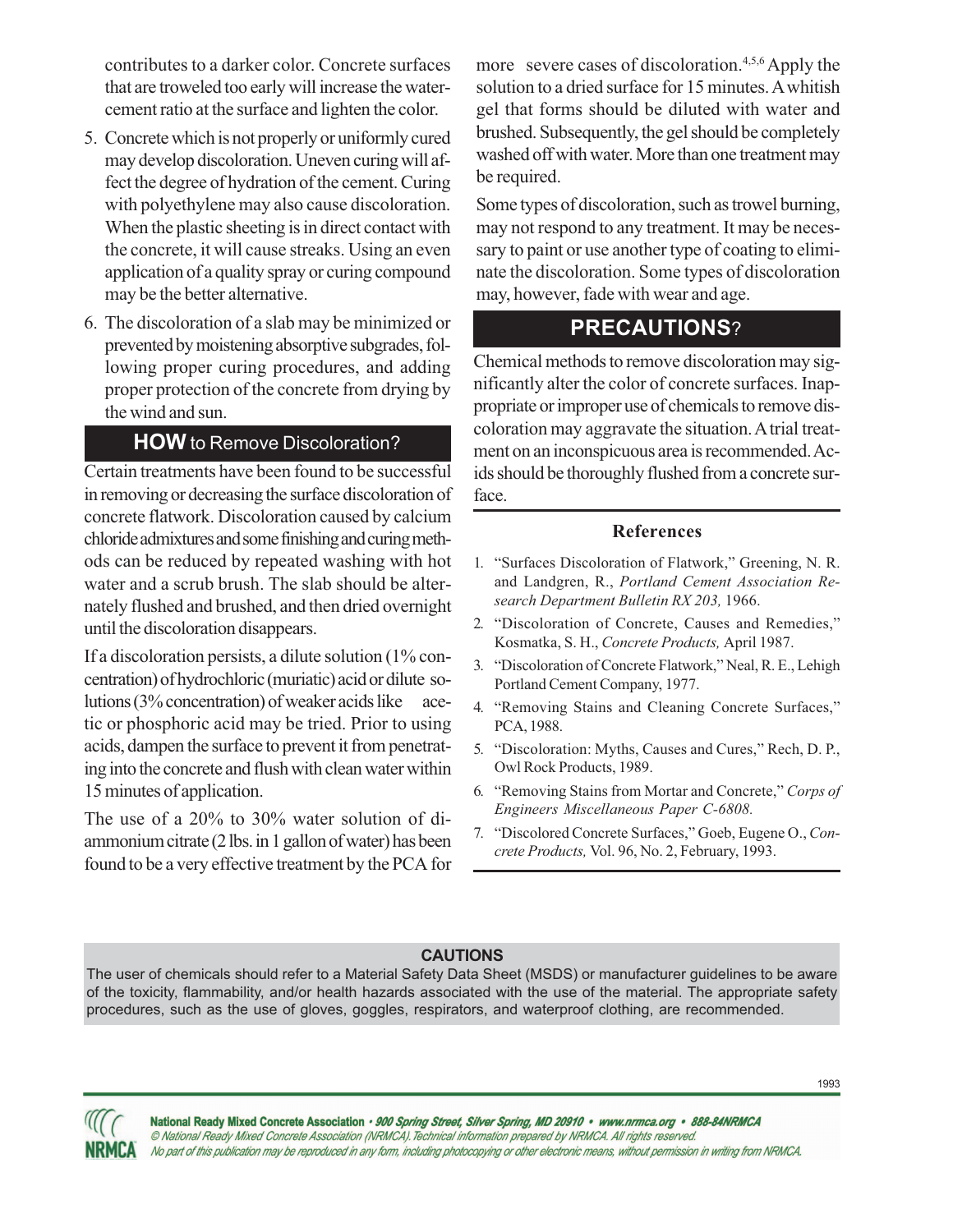contributes to a darker color. Concrete surfaces that are troweled too early will increase the water-cement ratio at the surface and lighten the color.

5. Concrete which is not properly or uniformly cured may develop discoloration. Uneven curing will affect the degree of hydration of the cement. Curing with polyethylene may also cause discoloration. When the plastic sheeting is in direct contact with the concrete, it will cause streaks. Using an even application of a quality spray or curing compound may be the better alternative.
6. The discoloration of a slab may be minimized or prevented by moistening absorptive subgrades, following proper curing procedures, and adding proper protection of the concrete from drying by the wind and sun.

## HOW to Remove Discoloration?

Certain treatments have been found to be successful in removing or decreasing the surface discoloration of concrete flatwork. Discoloration caused by calcium chloride admixtures and some finishing and curing methods can be reduced by repeated washing with hot water and a scrub brush. The slab should be alternately flushed and brushed, and then dried overnight until the discoloration disappears.

If a discoloration persists, a dilute solution (1% concentration) of hydrochloric (muriatic) acid or dilute solutions (3% concentration) of weaker acids like acetic or phosphoric acid may be tried. Prior to using acids, dampen the surface to prevent it from penetrating into the concrete and flush with clean water within 15 minutes of application.

The use of a 20% to 30% water solution of diammonium citrate (2 lbs. in 1 gallon of water) has been found to be a very effective treatment by the PCA for more severe cases of discoloration.[4,5,6] Apply the solution to a dried surface for 15 minutes. A whitish gel that forms should be diluted with water and brushed. Subsequently, the gel should be completely washed off with water. More than one treatment may be required.

Some types of discoloration, such as trowel burning, may not respond to any treatment. It may be necessary to paint or use another type of coating to eliminate the discoloration. Some types of discoloration may, however, fade with wear and age.

## PRECAUTIONS?

Chemical methods to remove discoloration may significantly alter the color of concrete surfaces. Inappropriate or improper use of chemicals to remove discoloration may aggravate the situation. A trial treatment on an inconspicuous area is recommended. Acids should be thoroughly flushed from a concrete surface.

### References

1. "Surfaces Discoloration of Flatwork," Greening, N. R. and Landgren, R., *Portland Cement Association Research Department Bulletin RX 203,* 1966.
2. "Discoloration of Concrete, Causes and Remedies," Kosmatka, S. H., *Concrete Products,* April 1987.
3. "Discoloration of Concrete Flatwork," Neal, R. E., Lehigh Portland Cement Company, 1977.
4. "Removing Stains and Cleaning Concrete Surfaces," PCA, 1988.
5. "Discoloration: Myths, Causes and Cures," Rech, D. P., Owl Rock Products, 1989.
6. "Removing Stains from Mortar and Concrete," *Corps of Engineers Miscellaneous Paper C-6808.*
7. "Discolored Concrete Surfaces," Goeb, Eugene O., *Concrete Products,* Vol. 96, No. 2, February, 1993.

**CAUTIONS**

The user of chemicals should refer to a Material Safety Data Sheet (MSDS) or manufacturer guidelines to be aware of the toxicity, flammability, and/or health hazards associated with the use of the material. The appropriate safety procedures, such as the use of gloves, goggles, respirators, and waterproof clothing, are recommended.

1993

**National Ready Mixed Concrete Association** • *900 Spring Street, Silver Spring, MD 20910* • *www.nrmca.org* • *888-84NRMCA*
*© National Ready Mixed Concrete Association (NRMCA). Technical information prepared by NRMCA. All rights reserved.*
*No part of this publication may be reproduced in any form, including photocopying or other electronic means, without permission in writing from NRMCA.*